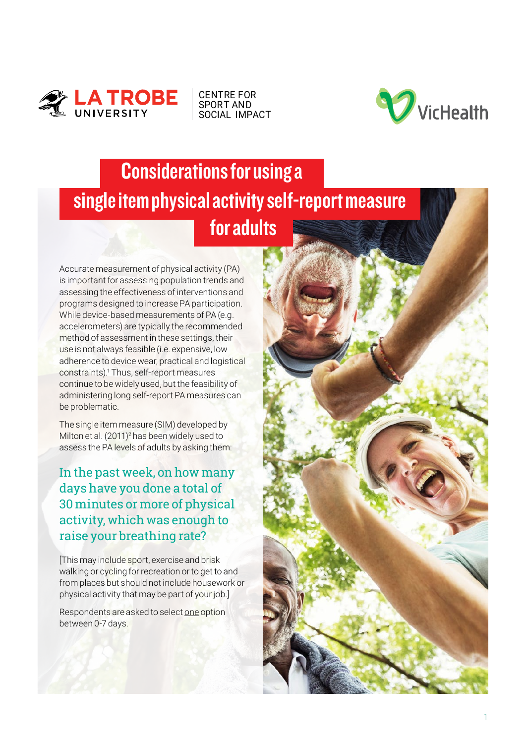LA TROBE UNIVERSITY | CENTRE FOR SPORT AND SOCIAL IMPACT

VicHealth

# Considerations for using a single item physical activity self-report measure for adults

Accurate measurement of physical activity (PA) is important for assessing population trends and assessing the effectiveness of interventions and programs designed to increase PA participation. While device-based measurements of PA (e.g. accelerometers) are typically the recommended method of assessment in these settings, their use is not always feasible (i.e. expensive, low adherence to device wear, practical and logistical constraints).[1] Thus, self-report measures continue to be widely used, but the feasibility of administering long self-report PA measures can be problematic.

The single item measure (SIM) developed by Milton et al. (2011)[2] has been widely used to assess the PA levels of adults by asking them:

### In the past week, on how many days have you done a total of 30 minutes or more of physical activity, which was enough to raise your breathing rate?

[This may include sport, exercise and brisk walking or cycling for recreation or to get to and from places but should not include housework or physical activity that may be part of your job.]

Respondents are asked to select one option between 0-7 days.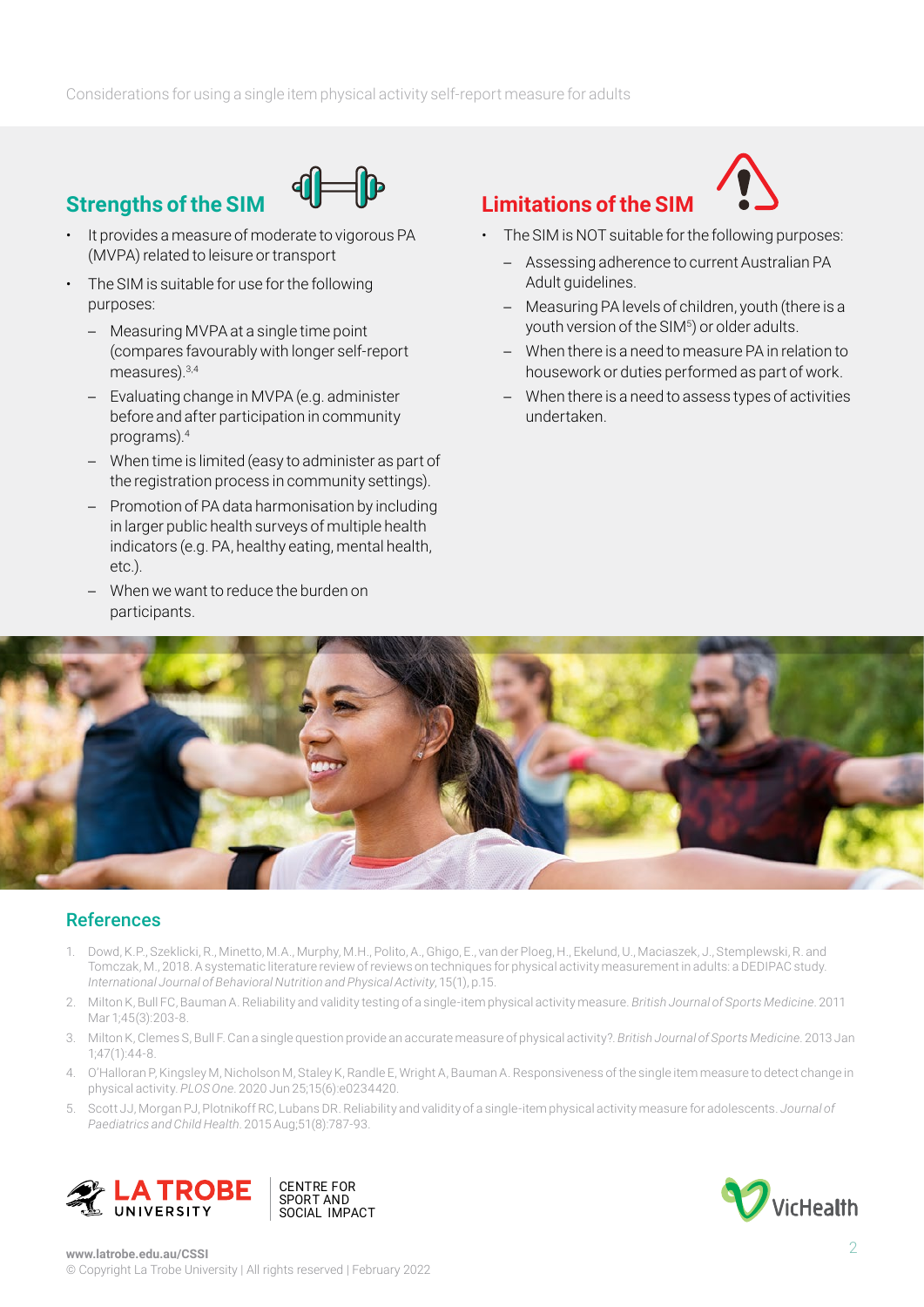## Strengths of the SIM

- It provides a measure of moderate to vigorous PA (MVPA) related to leisure or transport
- The SIM is suitable for use for the following purposes:
  - Measuring MVPA at a single time point (compares favourably with longer self-report measures).[3,4]
  - Evaluating change in MVPA (e.g. administer before and after participation in community programs).[4]
  - When time is limited (easy to administer as part of the registration process in community settings).
  - Promotion of PA data harmonisation by including in larger public health surveys of multiple health indicators (e.g. PA, healthy eating, mental health, etc.).
  - When we want to reduce the burden on participants.

## Limitations of the SIM

- The SIM is NOT suitable for the following purposes:
  - Assessing adherence to current Australian PA Adult guidelines.
  - Measuring PA levels of children, youth (there is a youth version of the SIM[5]) or older adults.
  - When there is a need to measure PA in relation to housework or duties performed as part of work.
  - When there is a need to assess types of activities undertaken.

## References

1. Dowd, K.P., Szeklicki, R., Minetto, M.A., Murphy, M.H., Polito, A., Ghigo, E., van der Ploeg, H., Ekelund, U., Maciaszek, J., Stemplewski, R. and Tomczak, M., 2018. A systematic literature review of reviews on techniques for physical activity measurement in adults: a DEDIPAC study. *International Journal of Behavioral Nutrition and Physical Activity*, 15(1), p.15.
2. Milton K, Bull FC, Bauman A. Reliability and validity testing of a single-item physical activity measure. *British Journal of Sports Medicine*. 2011 Mar 1;45(3):203-8.
3. Milton K, Clemes S, Bull F. Can a single question provide an accurate measure of physical activity?. *British Journal of Sports Medicine*. 2013 Jan 1;47(1):44-8.
4. O'Halloran P, Kingsley M, Nicholson M, Staley K, Randle E, Wright A, Bauman A. Responsiveness of the single item measure to detect change in physical activity. *PLOS One*. 2020 Jun 25;15(6):e0234420.
5. Scott JJ, Morgan PJ, Plotnikoff RC, Lubans DR. Reliability and validity of a single-item physical activity measure for adolescents. *Journal of Paediatrics and Child Health*. 2015 Aug;51(8):787-93.

LA TROBE UNIVERSITY | CENTRE FOR SPORT AND SOCIAL IMPACT

VicHealth

**www.latrobe.edu.au/CSSI**
© Copyright La Trobe University | All rights reserved | February 2022